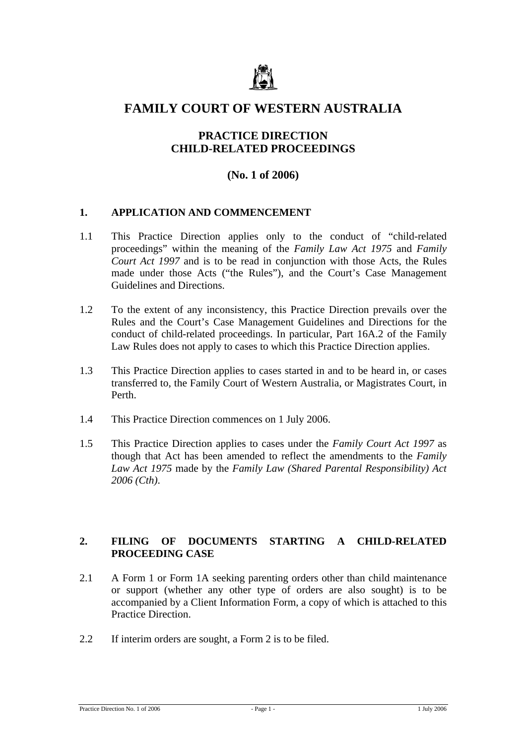# FAMILY COURT OF WESTERN AUSTRALIA

## PRACTICE DIRECTION
## CHILD-RELATED PROCEEDINGS

## (No. 1 of 2006)

### 1. APPLICATION AND COMMENCEMENT

1.1 This Practice Direction applies only to the conduct of "child-related proceedings" within the meaning of the *Family Law Act 1975* and *Family Court Act 1997* and is to be read in conjunction with those Acts, the Rules made under those Acts ("the Rules"), and the Court's Case Management Guidelines and Directions.

1.2 To the extent of any inconsistency, this Practice Direction prevails over the Rules and the Court's Case Management Guidelines and Directions for the conduct of child-related proceedings. In particular, Part 16A.2 of the Family Law Rules does not apply to cases to which this Practice Direction applies.

1.3 This Practice Direction applies to cases started in and to be heard in, or cases transferred to, the Family Court of Western Australia, or Magistrates Court, in Perth.

1.4 This Practice Direction commences on 1 July 2006.

1.5 This Practice Direction applies to cases under the *Family Court Act 1997* as though that Act has been amended to reflect the amendments to the *Family Law Act 1975* made by the *Family Law (Shared Parental Responsibility) Act 2006 (Cth)*.

### 2. FILING OF DOCUMENTS STARTING A CHILD-RELATED PROCEEDING CASE

2.1 A Form 1 or Form 1A seeking parenting orders other than child maintenance or support (whether any other type of orders are also sought) is to be accompanied by a Client Information Form, a copy of which is attached to this Practice Direction.

2.2 If interim orders are sought, a Form 2 is to be filed.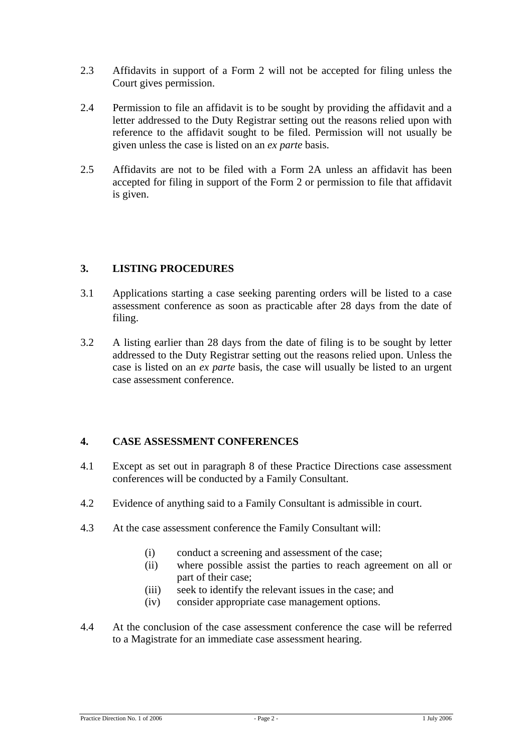2.3 Affidavits in support of a Form 2 will not be accepted for filing unless the Court gives permission.

2.4 Permission to file an affidavit is to be sought by providing the affidavit and a letter addressed to the Duty Registrar setting out the reasons relied upon with reference to the affidavit sought to be filed. Permission will not usually be given unless the case is listed on an *ex parte* basis.

2.5 Affidavits are not to be filed with a Form 2A unless an affidavit has been accepted for filing in support of the Form 2 or permission to file that affidavit is given.

## 3. LISTING PROCEDURES

3.1 Applications starting a case seeking parenting orders will be listed to a case assessment conference as soon as practicable after 28 days from the date of filing.

3.2 A listing earlier than 28 days from the date of filing is to be sought by letter addressed to the Duty Registrar setting out the reasons relied upon. Unless the case is listed on an *ex parte* basis, the case will usually be listed to an urgent case assessment conference.

## 4. CASE ASSESSMENT CONFERENCES

4.1 Except as set out in paragraph 8 of these Practice Directions case assessment conferences will be conducted by a Family Consultant.

4.2 Evidence of anything said to a Family Consultant is admissible in court.

4.3 At the case assessment conference the Family Consultant will:

- (i) conduct a screening and assessment of the case;
- (ii) where possible assist the parties to reach agreement on all or part of their case;
- (iii) seek to identify the relevant issues in the case; and
- (iv) consider appropriate case management options.

4.4 At the conclusion of the case assessment conference the case will be referred to a Magistrate for an immediate case assessment hearing.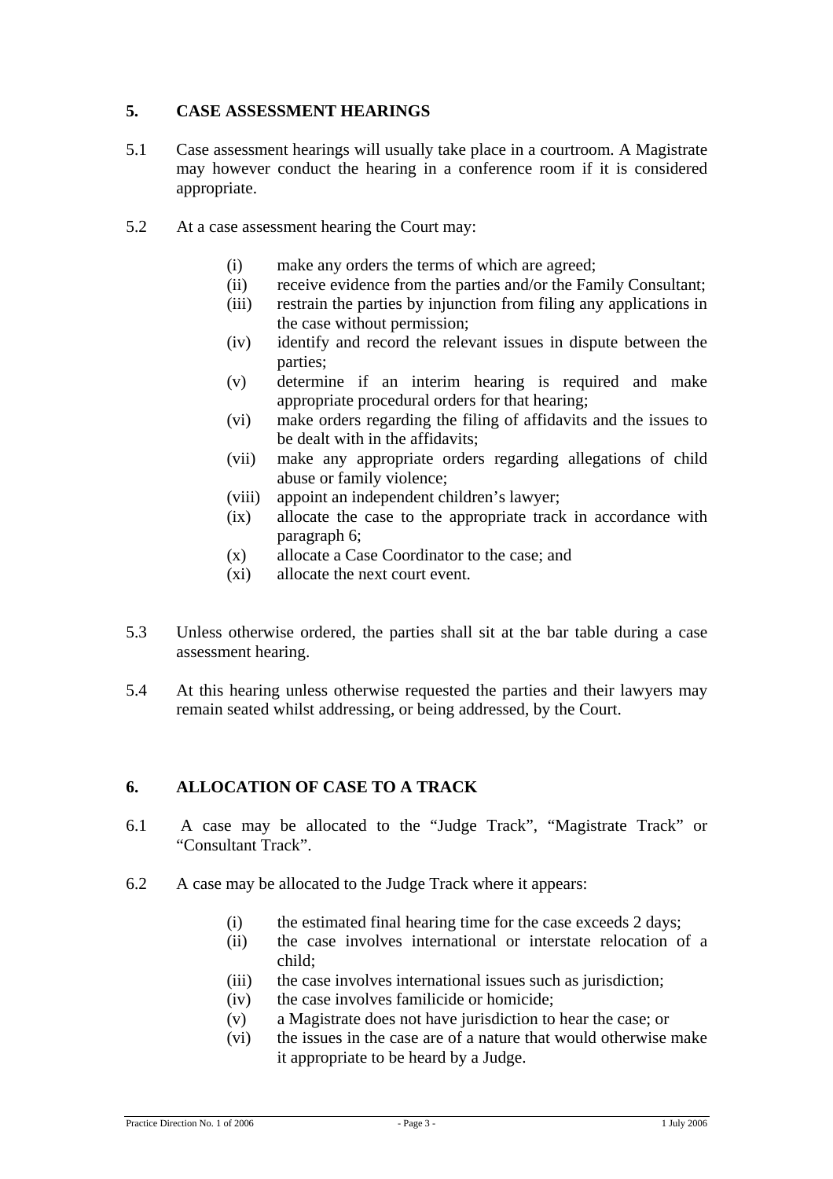## 5. CASE ASSESSMENT HEARINGS

5.1 Case assessment hearings will usually take place in a courtroom. A Magistrate may however conduct the hearing in a conference room if it is considered appropriate.

5.2 At a case assessment hearing the Court may:

- (i) make any orders the terms of which are agreed;
- (ii) receive evidence from the parties and/or the Family Consultant;
- (iii) restrain the parties by injunction from filing any applications in the case without permission;
- (iv) identify and record the relevant issues in dispute between the parties;
- (v) determine if an interim hearing is required and make appropriate procedural orders for that hearing;
- (vi) make orders regarding the filing of affidavits and the issues to be dealt with in the affidavits;
- (vii) make any appropriate orders regarding allegations of child abuse or family violence;
- (viii) appoint an independent children's lawyer;
- (ix) allocate the case to the appropriate track in accordance with paragraph 6;
- (x) allocate a Case Coordinator to the case; and
- (xi) allocate the next court event.

5.3 Unless otherwise ordered, the parties shall sit at the bar table during a case assessment hearing.

5.4 At this hearing unless otherwise requested the parties and their lawyers may remain seated whilst addressing, or being addressed, by the Court.

## 6. ALLOCATION OF CASE TO A TRACK

6.1 A case may be allocated to the "Judge Track", "Magistrate Track" or "Consultant Track".

6.2 A case may be allocated to the Judge Track where it appears:

- (i) the estimated final hearing time for the case exceeds 2 days;
- (ii) the case involves international or interstate relocation of a child;
- (iii) the case involves international issues such as jurisdiction;
- (iv) the case involves familicide or homicide;
- (v) a Magistrate does not have jurisdiction to hear the case; or
- (vi) the issues in the case are of a nature that would otherwise make it appropriate to be heard by a Judge.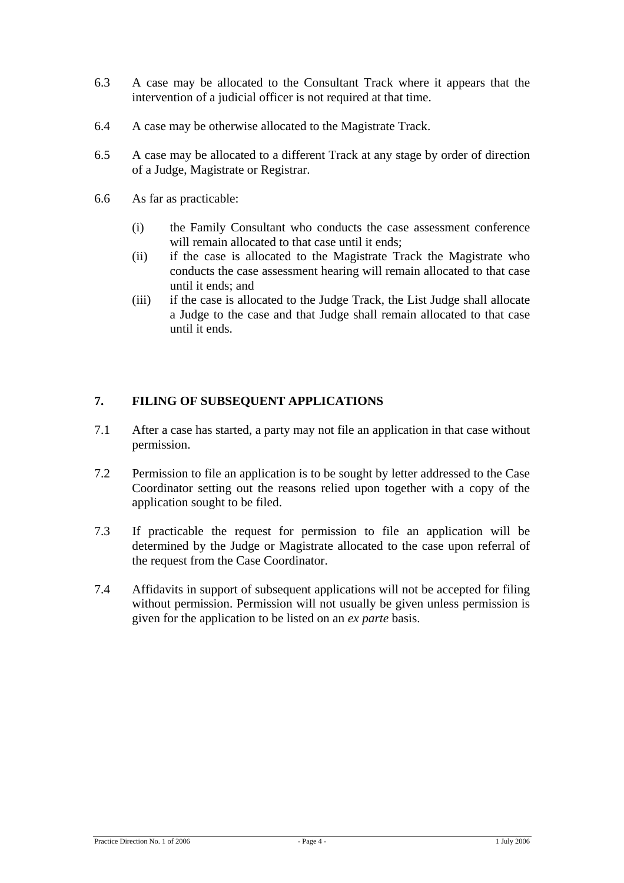6.3 A case may be allocated to the Consultant Track where it appears that the intervention of a judicial officer is not required at that time.

6.4 A case may be otherwise allocated to the Magistrate Track.

6.5 A case may be allocated to a different Track at any stage by order of direction of a Judge, Magistrate or Registrar.

6.6 As far as practicable:

- (i) the Family Consultant who conducts the case assessment conference will remain allocated to that case until it ends;
- (ii) if the case is allocated to the Magistrate Track the Magistrate who conducts the case assessment hearing will remain allocated to that case until it ends; and
- (iii) if the case is allocated to the Judge Track, the List Judge shall allocate a Judge to the case and that Judge shall remain allocated to that case until it ends.

## 7. FILING OF SUBSEQUENT APPLICATIONS

7.1 After a case has started, a party may not file an application in that case without permission.

7.2 Permission to file an application is to be sought by letter addressed to the Case Coordinator setting out the reasons relied upon together with a copy of the application sought to be filed.

7.3 If practicable the request for permission to file an application will be determined by the Judge or Magistrate allocated to the case upon referral of the request from the Case Coordinator.

7.4 Affidavits in support of subsequent applications will not be accepted for filing without permission. Permission will not usually be given unless permission is given for the application to be listed on an *ex parte* basis.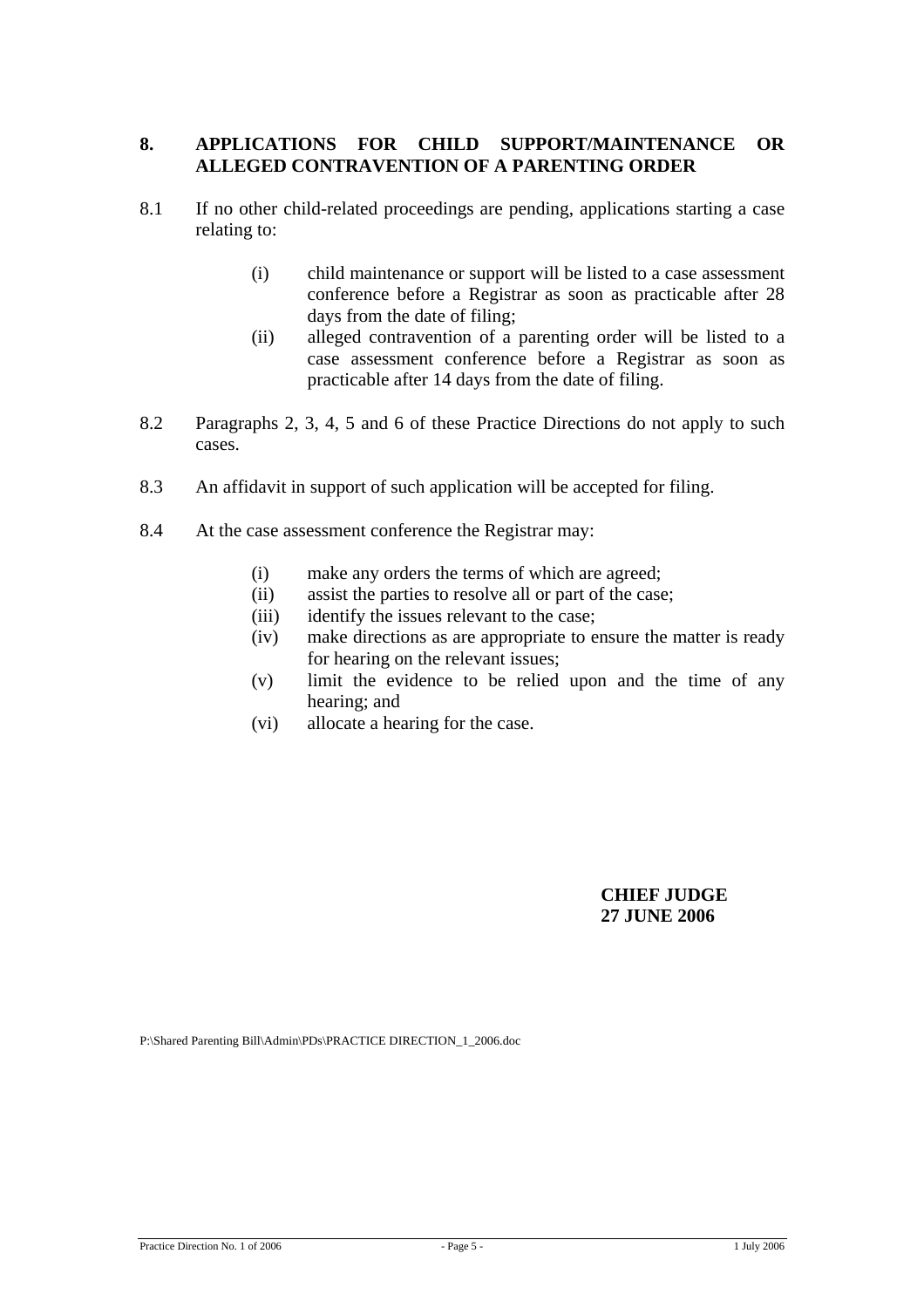## 8. APPLICATIONS FOR CHILD SUPPORT/MAINTENANCE OR ALLEGED CONTRAVENTION OF A PARENTING ORDER

8.1 If no other child-related proceedings are pending, applications starting a case relating to:

- (i) child maintenance or support will be listed to a case assessment conference before a Registrar as soon as practicable after 28 days from the date of filing;
- (ii) alleged contravention of a parenting order will be listed to a case assessment conference before a Registrar as soon as practicable after 14 days from the date of filing.

8.2 Paragraphs 2, 3, 4, 5 and 6 of these Practice Directions do not apply to such cases.

8.3 An affidavit in support of such application will be accepted for filing.

8.4 At the case assessment conference the Registrar may:

- (i) make any orders the terms of which are agreed;
- (ii) assist the parties to resolve all or part of the case;
- (iii) identify the issues relevant to the case;
- (iv) make directions as are appropriate to ensure the matter is ready for hearing on the relevant issues;
- (v) limit the evidence to be relied upon and the time of any hearing; and
- (vi) allocate a hearing for the case.

**CHIEF JUDGE**
**27 JUNE 2006**

P:\Shared Parenting Bill\Admin\PDs\PRACTICE DIRECTION_1_2006.doc